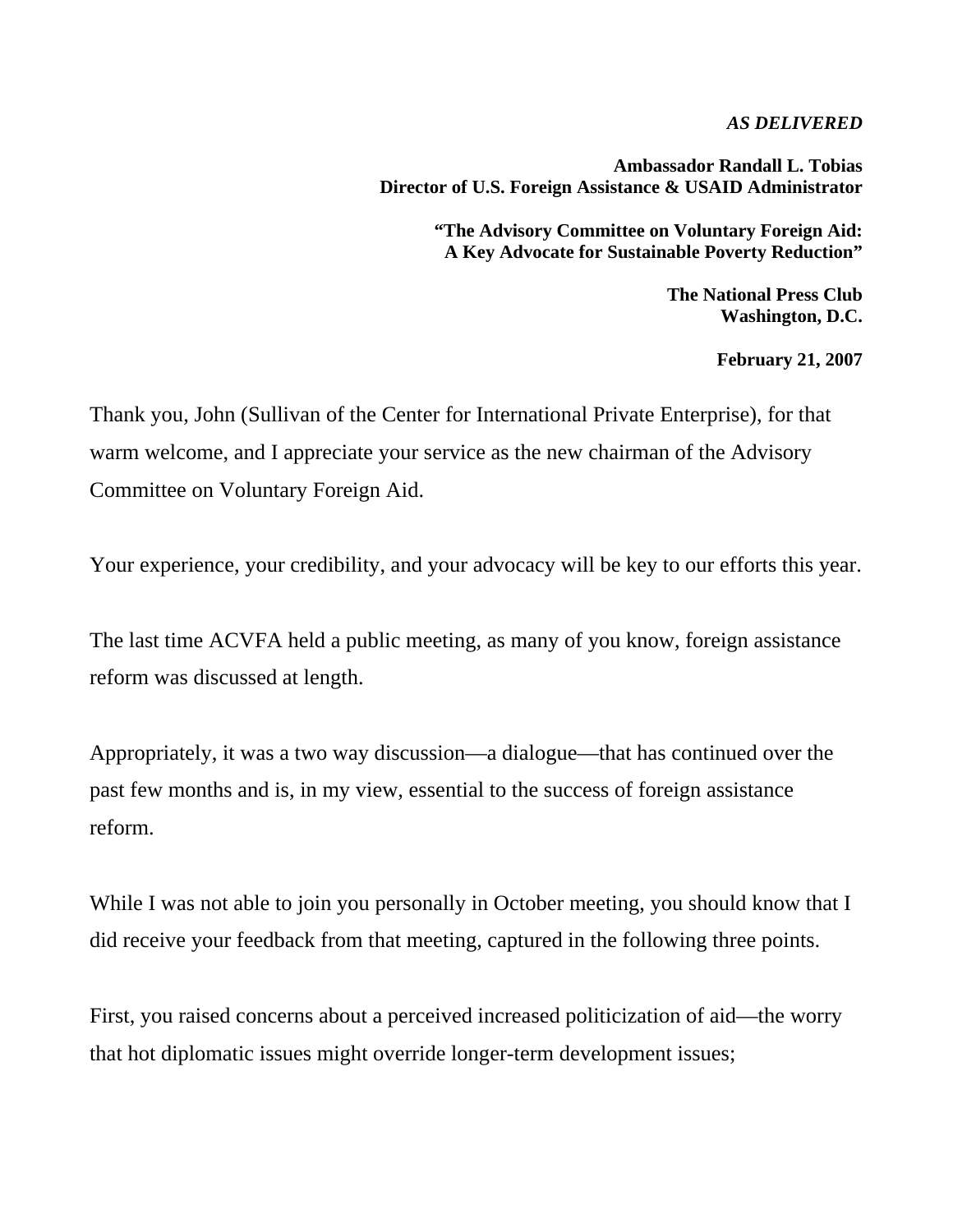***AS DELIVERED***

**Ambassador Randall L. Tobias**
**Director of U.S. Foreign Assistance & USAID Administrator**

**"The Advisory Committee on Voluntary Foreign Aid:**
**A Key Advocate for Sustainable Poverty Reduction"**

**The National Press Club**
**Washington, D.C.**

**February 21, 2007**

Thank you, John (Sullivan of the Center for International Private Enterprise), for that warm welcome, and I appreciate your service as the new chairman of the Advisory Committee on Voluntary Foreign Aid.

Your experience, your credibility, and your advocacy will be key to our efforts this year.

The last time ACVFA held a public meeting, as many of you know, foreign assistance reform was discussed at length.

Appropriately, it was a two way discussion—a dialogue—that has continued over the past few months and is, in my view, essential to the success of foreign assistance reform.

While I was not able to join you personally in October meeting, you should know that I did receive your feedback from that meeting, captured in the following three points.

First, you raised concerns about a perceived increased politicization of aid—the worry that hot diplomatic issues might override longer-term development issues;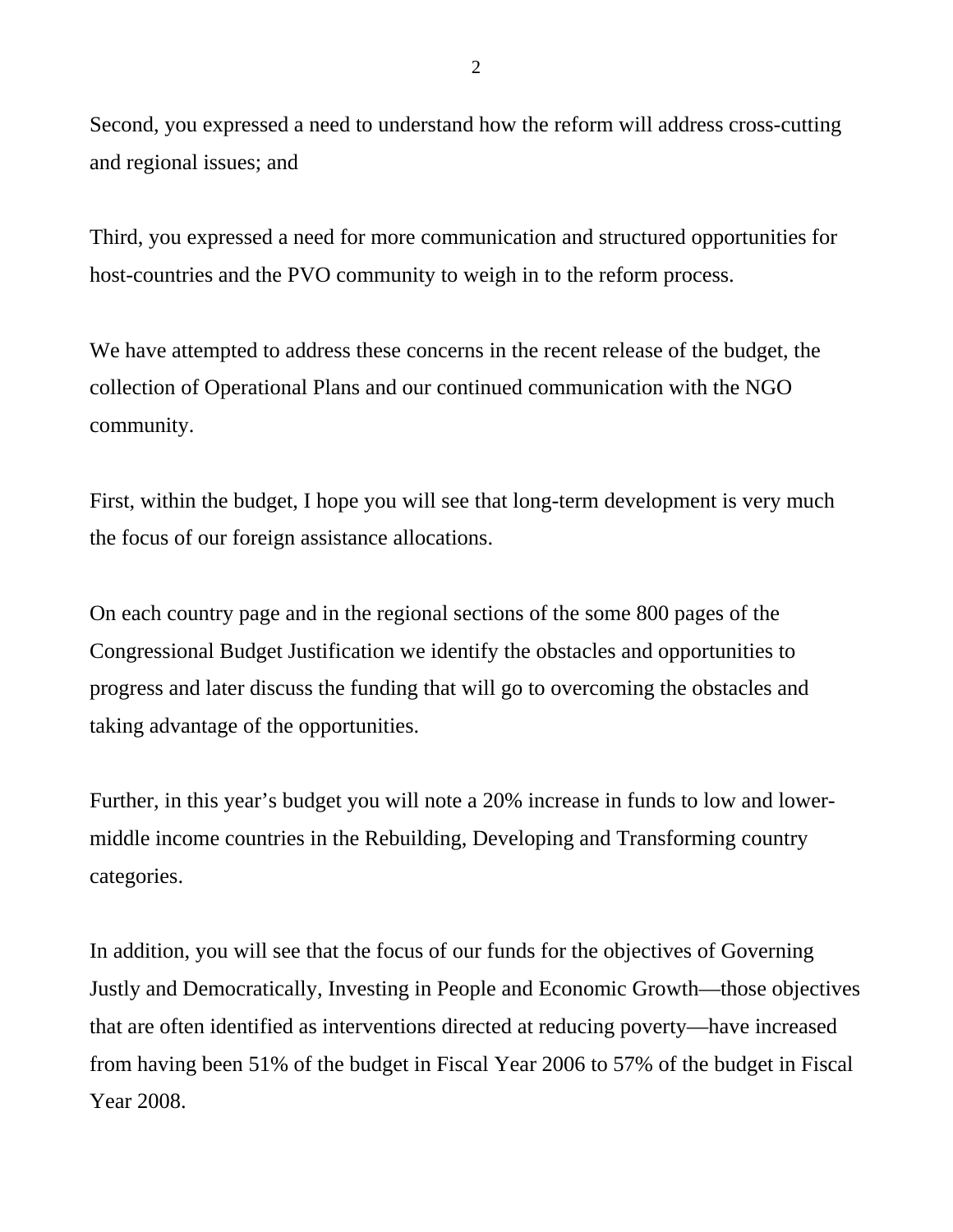Second, you expressed a need to understand how the reform will address cross-cutting and regional issues; and

Third, you expressed a need for more communication and structured opportunities for host-countries and the PVO community to weigh in to the reform process.

We have attempted to address these concerns in the recent release of the budget, the collection of Operational Plans and our continued communication with the NGO community.

First, within the budget, I hope you will see that long-term development is very much the focus of our foreign assistance allocations.

On each country page and in the regional sections of the some 800 pages of the Congressional Budget Justification we identify the obstacles and opportunities to progress and later discuss the funding that will go to overcoming the obstacles and taking advantage of the opportunities.

Further, in this year's budget you will note a 20% increase in funds to low and lower-middle income countries in the Rebuilding, Developing and Transforming country categories.

In addition, you will see that the focus of our funds for the objectives of Governing Justly and Democratically, Investing in People and Economic Growth—those objectives that are often identified as interventions directed at reducing poverty—have increased from having been 51% of the budget in Fiscal Year 2006 to 57% of the budget in Fiscal Year 2008.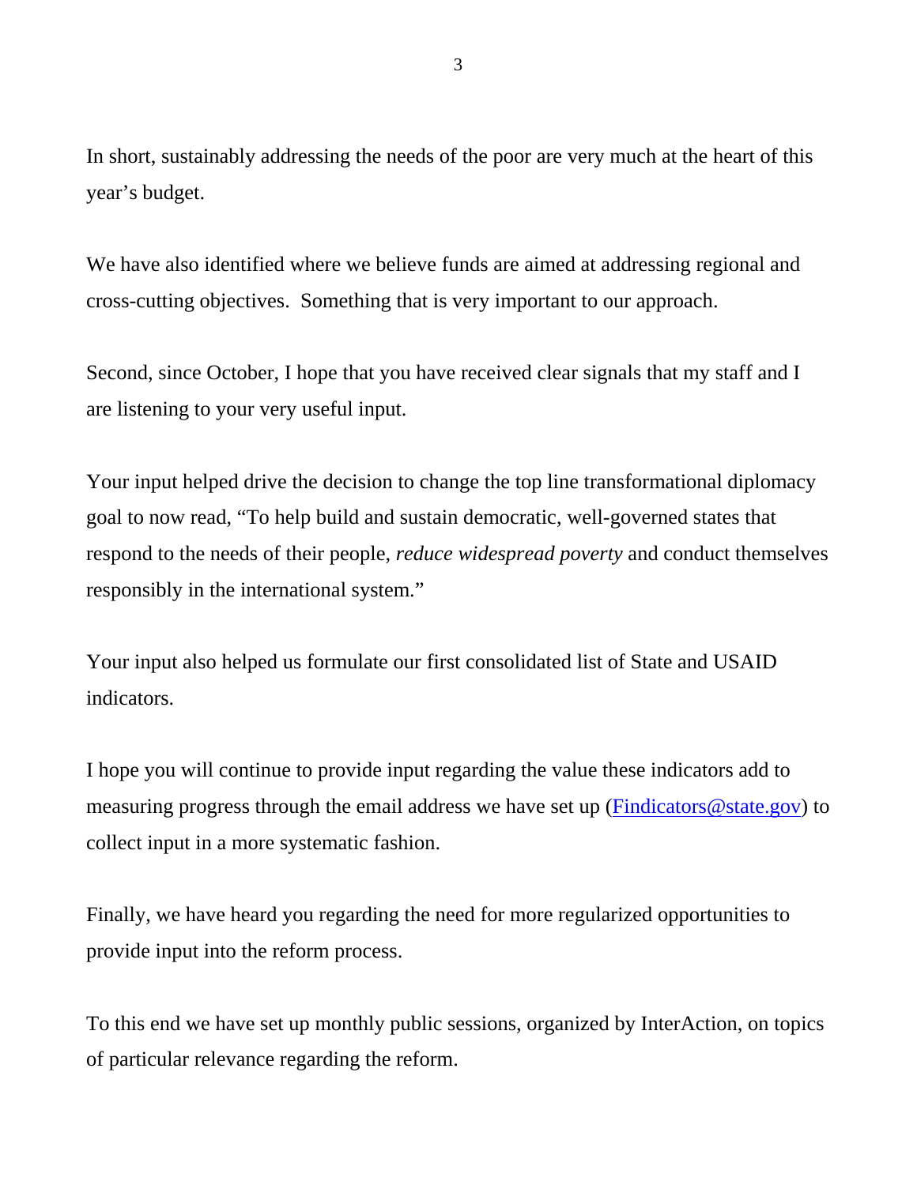In short, sustainably addressing the needs of the poor are very much at the heart of this year's budget.

We have also identified where we believe funds are aimed at addressing regional and cross-cutting objectives. Something that is very important to our approach.

Second, since October, I hope that you have received clear signals that my staff and I are listening to your very useful input.

Your input helped drive the decision to change the top line transformational diplomacy goal to now read, "To help build and sustain democratic, well-governed states that respond to the needs of their people, *reduce widespread poverty* and conduct themselves responsibly in the international system."

Your input also helped us formulate our first consolidated list of State and USAID indicators.

I hope you will continue to provide input regarding the value these indicators add to measuring progress through the email address we have set up (Findicators@state.gov) to collect input in a more systematic fashion.

Finally, we have heard you regarding the need for more regularized opportunities to provide input into the reform process.

To this end we have set up monthly public sessions, organized by InterAction, on topics of particular relevance regarding the reform.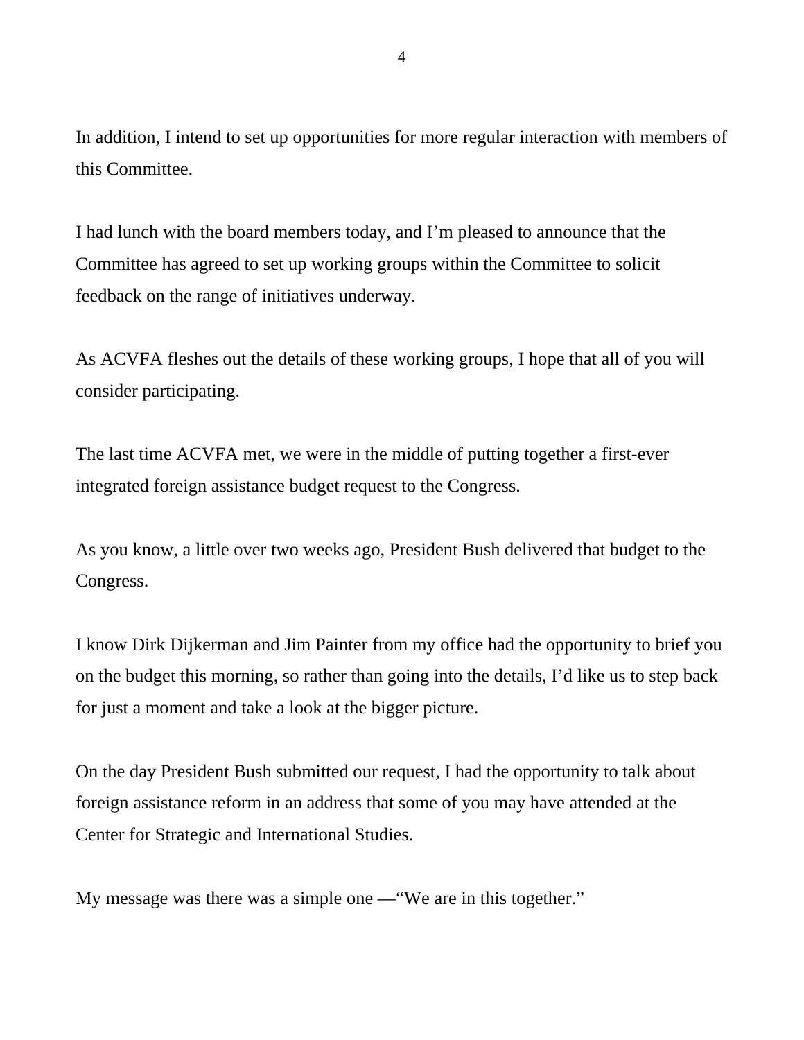In addition, I intend to set up opportunities for more regular interaction with members of this Committee.

I had lunch with the board members today, and I'm pleased to announce that the Committee has agreed to set up working groups within the Committee to solicit feedback on the range of initiatives underway.

As ACVFA fleshes out the details of these working groups, I hope that all of you will consider participating.

The last time ACVFA met, we were in the middle of putting together a first-ever integrated foreign assistance budget request to the Congress.

As you know, a little over two weeks ago, President Bush delivered that budget to the Congress.

I know Dirk Dijkerman and Jim Painter from my office had the opportunity to brief you on the budget this morning, so rather than going into the details, I'd like us to step back for just a moment and take a look at the bigger picture.

On the day President Bush submitted our request, I had the opportunity to talk about foreign assistance reform in an address that some of you may have attended at the Center for Strategic and International Studies.

My message was there was a simple one —"We are in this together."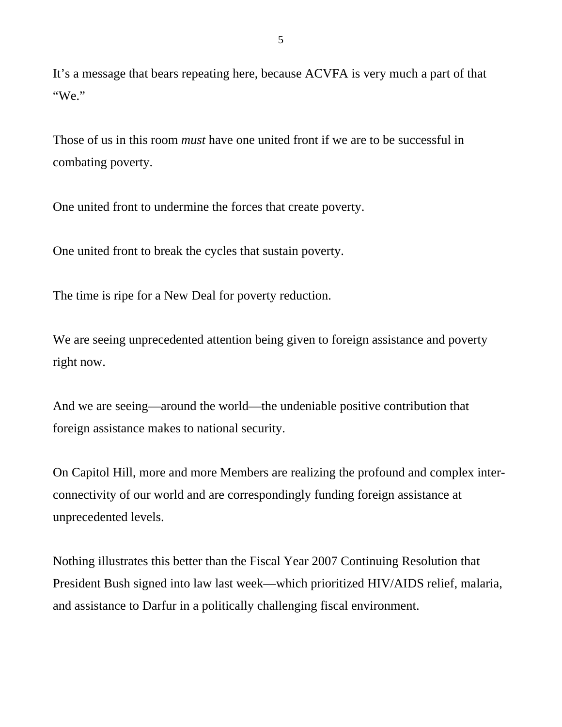It’s a message that bears repeating here, because ACVFA is very much a part of that “We.”

Those of us in this room *must* have one united front if we are to be successful in combating poverty.

One united front to undermine the forces that create poverty.

One united front to break the cycles that sustain poverty.

The time is ripe for a New Deal for poverty reduction.

We are seeing unprecedented attention being given to foreign assistance and poverty right now.

And we are seeing—around the world—the undeniable positive contribution that foreign assistance makes to national security.

On Capitol Hill, more and more Members are realizing the profound and complex inter-connectivity of our world and are correspondingly funding foreign assistance at unprecedented levels.

Nothing illustrates this better than the Fiscal Year 2007 Continuing Resolution that President Bush signed into law last week—which prioritized HIV/AIDS relief, malaria, and assistance to Darfur in a politically challenging fiscal environment.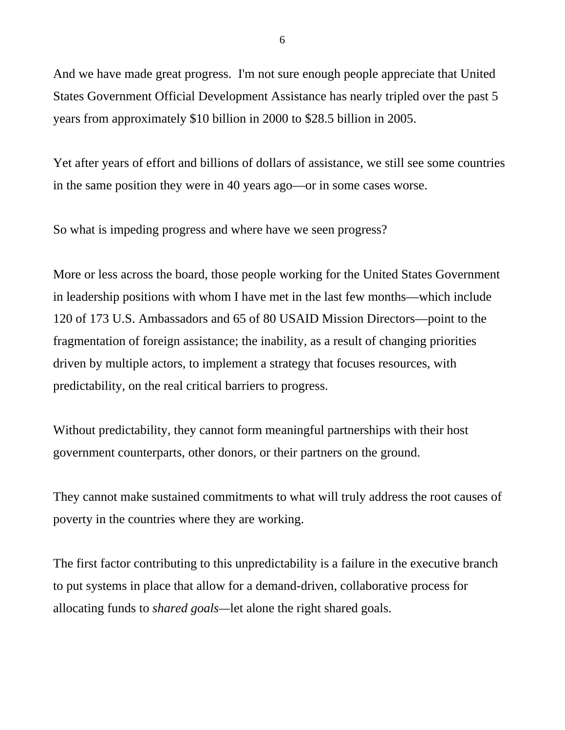And we have made great progress. I'm not sure enough people appreciate that United States Government Official Development Assistance has nearly tripled over the past 5 years from approximately $10 billion in 2000 to $28.5 billion in 2005.

Yet after years of effort and billions of dollars of assistance, we still see some countries in the same position they were in 40 years ago—or in some cases worse.

So what is impeding progress and where have we seen progress?

More or less across the board, those people working for the United States Government in leadership positions with whom I have met in the last few months—which include 120 of 173 U.S. Ambassadors and 65 of 80 USAID Mission Directors—point to the fragmentation of foreign assistance; the inability, as a result of changing priorities driven by multiple actors, to implement a strategy that focuses resources, with predictability, on the real critical barriers to progress.

Without predictability, they cannot form meaningful partnerships with their host government counterparts, other donors, or their partners on the ground.

They cannot make sustained commitments to what will truly address the root causes of poverty in the countries where they are working.

The first factor contributing to this unpredictability is a failure in the executive branch to put systems in place that allow for a demand-driven, collaborative process for allocating funds to *shared goals*—let alone the right shared goals.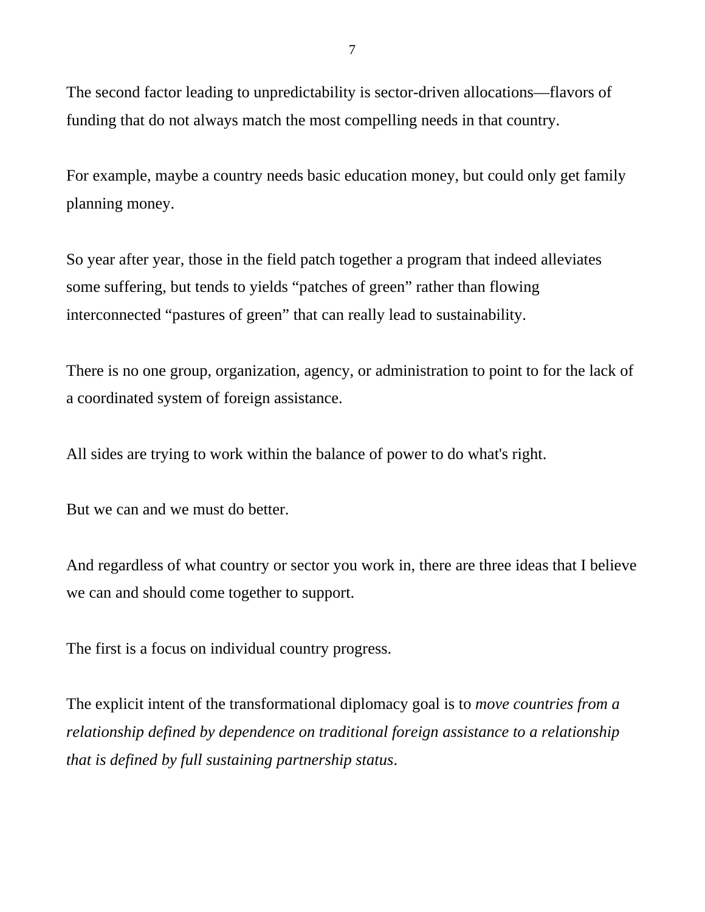The second factor leading to unpredictability is sector-driven allocations—flavors of funding that do not always match the most compelling needs in that country.

For example, maybe a country needs basic education money, but could only get family planning money.

So year after year, those in the field patch together a program that indeed alleviates some suffering, but tends to yields "patches of green" rather than flowing interconnected "pastures of green" that can really lead to sustainability.

There is no one group, organization, agency, or administration to point to for the lack of a coordinated system of foreign assistance.

All sides are trying to work within the balance of power to do what's right.

But we can and we must do better.

And regardless of what country or sector you work in, there are three ideas that I believe we can and should come together to support.

The first is a focus on individual country progress.

The explicit intent of the transformational diplomacy goal is to *move countries from a relationship defined by dependence on traditional foreign assistance to a relationship that is defined by full sustaining partnership status*.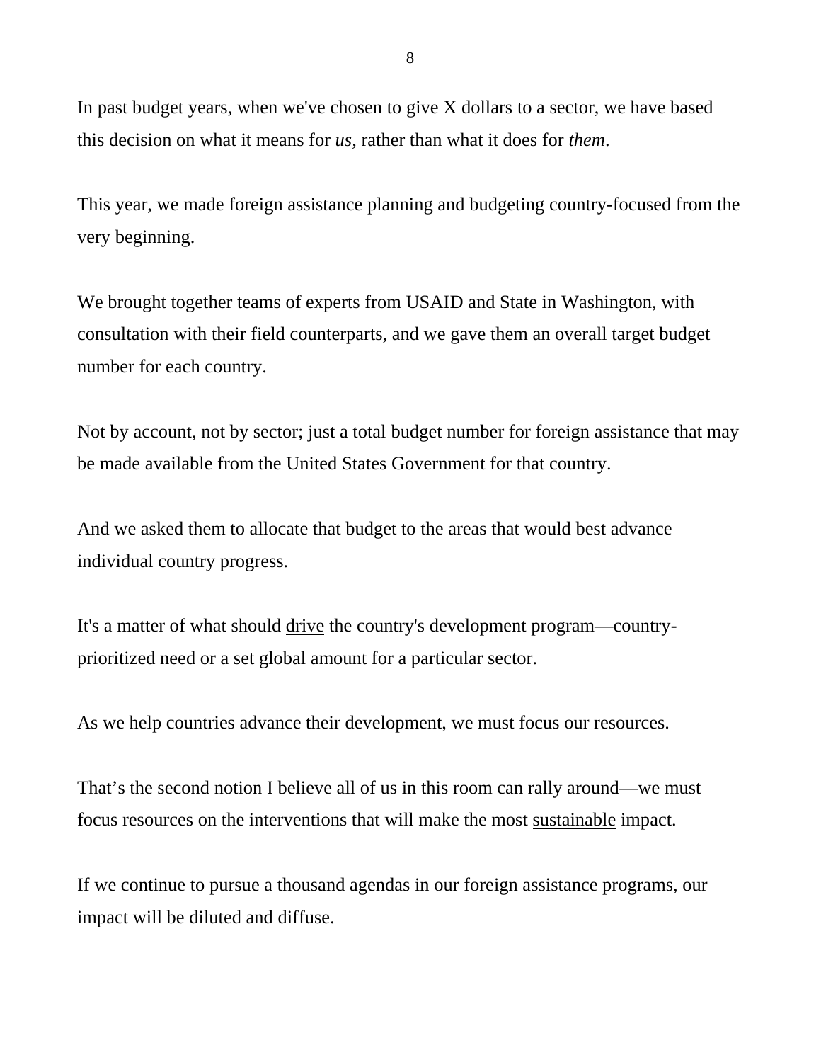In past budget years, when we've chosen to give X dollars to a sector, we have based this decision on what it means for *us,* rather than what it does for *them*.

This year, we made foreign assistance planning and budgeting country-focused from the very beginning.

We brought together teams of experts from USAID and State in Washington, with consultation with their field counterparts, and we gave them an overall target budget number for each country.

Not by account, not by sector; just a total budget number for foreign assistance that may be made available from the United States Government for that country.

And we asked them to allocate that budget to the areas that would best advance individual country progress.

It's a matter of what should <u>drive</u> the country's development program—country-prioritized need or a set global amount for a particular sector.

As we help countries advance their development, we must focus our resources.

That's the second notion I believe all of us in this room can rally around—we must focus resources on the interventions that will make the most <u>sustainable</u> impact.

If we continue to pursue a thousand agendas in our foreign assistance programs, our impact will be diluted and diffuse.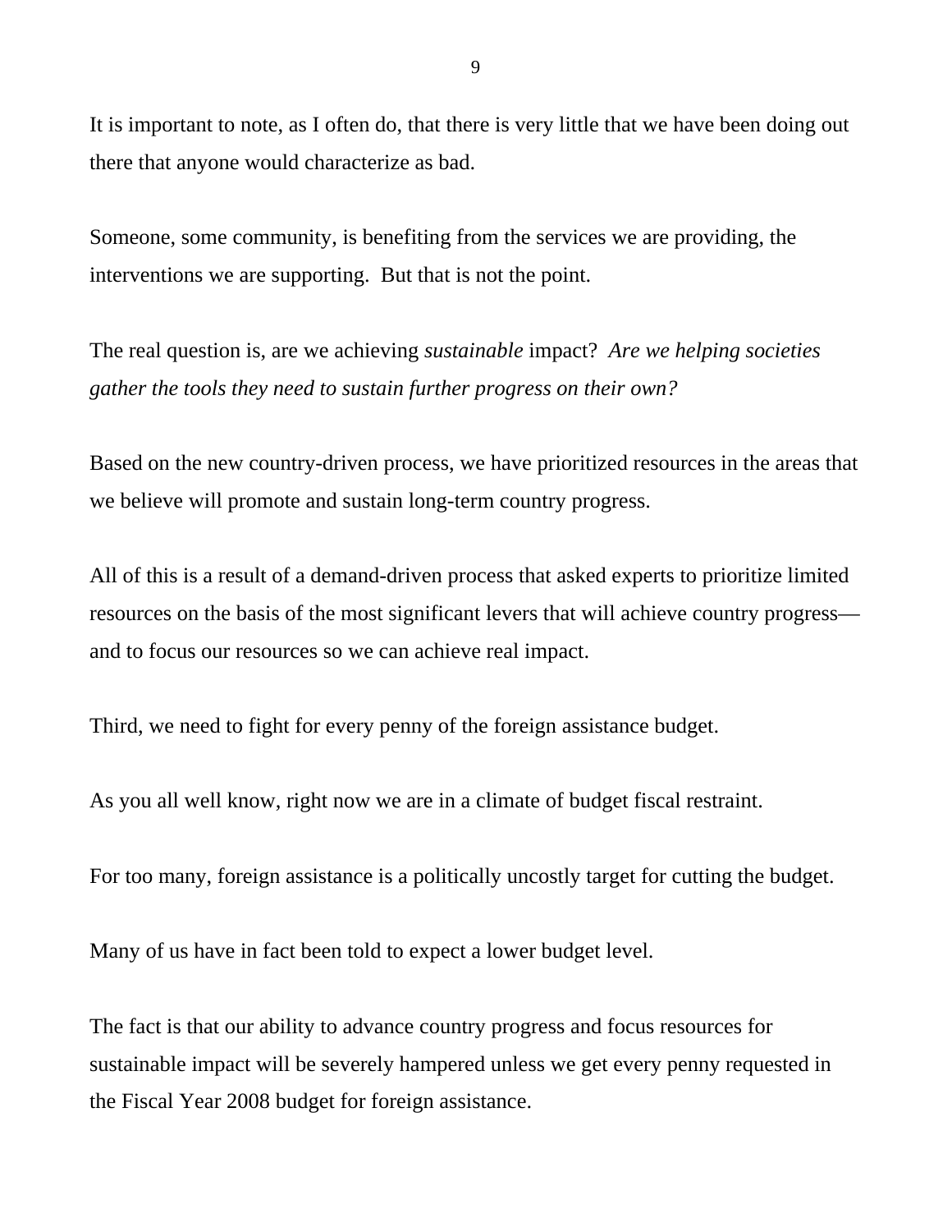It is important to note, as I often do, that there is very little that we have been doing out there that anyone would characterize as bad.

Someone, some community, is benefiting from the services we are providing, the interventions we are supporting. But that is not the point.

The real question is, are we achieving *sustainable* impact? *Are we helping societies gather the tools they need to sustain further progress on their own?*

Based on the new country-driven process, we have prioritized resources in the areas that we believe will promote and sustain long-term country progress.

All of this is a result of a demand-driven process that asked experts to prioritize limited resources on the basis of the most significant levers that will achieve country progress—and to focus our resources so we can achieve real impact.

Third, we need to fight for every penny of the foreign assistance budget.

As you all well know, right now we are in a climate of budget fiscal restraint.

For too many, foreign assistance is a politically uncostly target for cutting the budget.

Many of us have in fact been told to expect a lower budget level.

The fact is that our ability to advance country progress and focus resources for sustainable impact will be severely hampered unless we get every penny requested in the Fiscal Year 2008 budget for foreign assistance.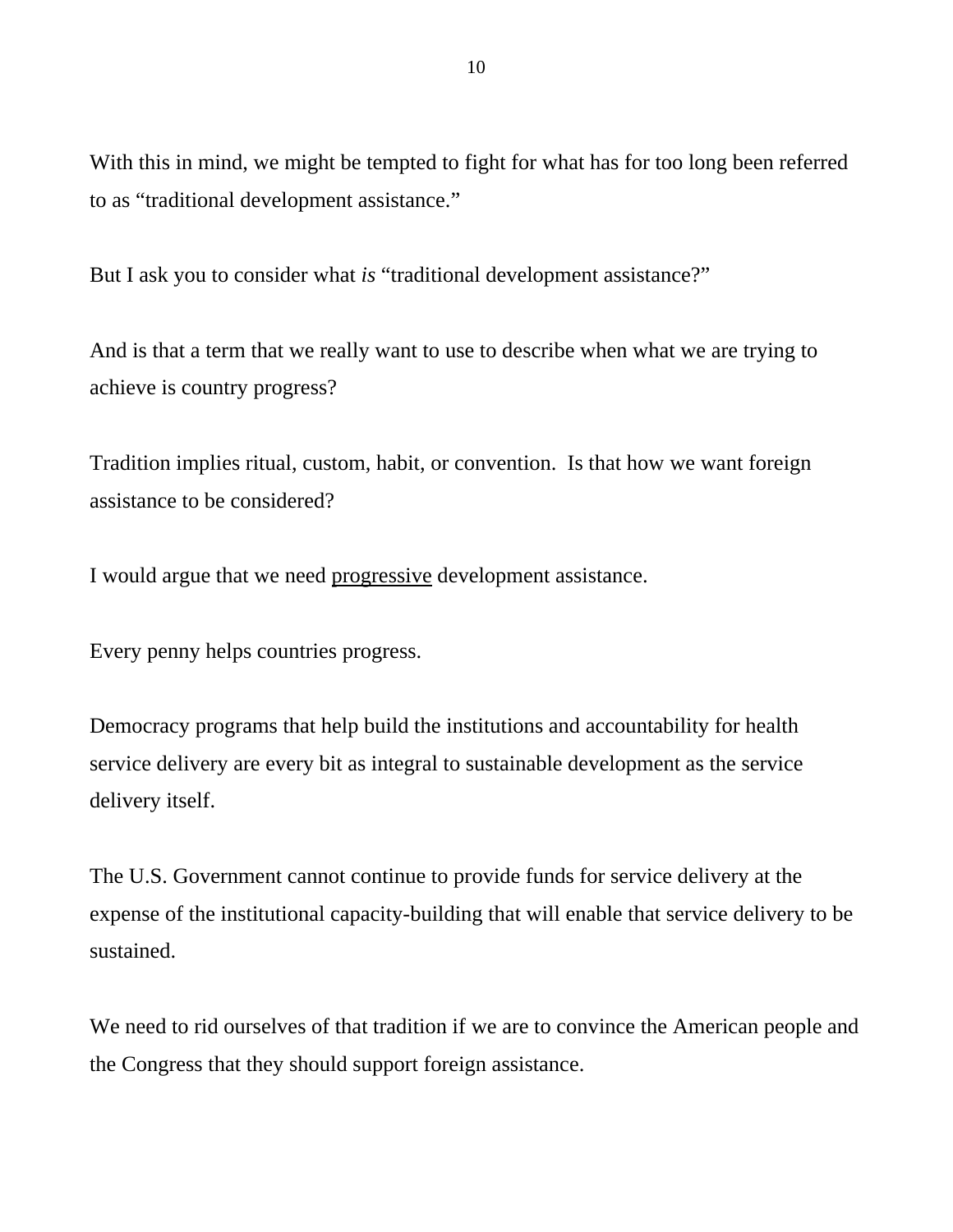With this in mind, we might be tempted to fight for what has for too long been referred to as "traditional development assistance."

But I ask you to consider what *is* "traditional development assistance?"

And is that a term that we really want to use to describe when what we are trying to achieve is country progress?

Tradition implies ritual, custom, habit, or convention. Is that how we want foreign assistance to be considered?

I would argue that we need <u>progressive</u> development assistance.

Every penny helps countries progress.

Democracy programs that help build the institutions and accountability for health service delivery are every bit as integral to sustainable development as the service delivery itself.

The U.S. Government cannot continue to provide funds for service delivery at the expense of the institutional capacity-building that will enable that service delivery to be sustained.

We need to rid ourselves of that tradition if we are to convince the American people and the Congress that they should support foreign assistance.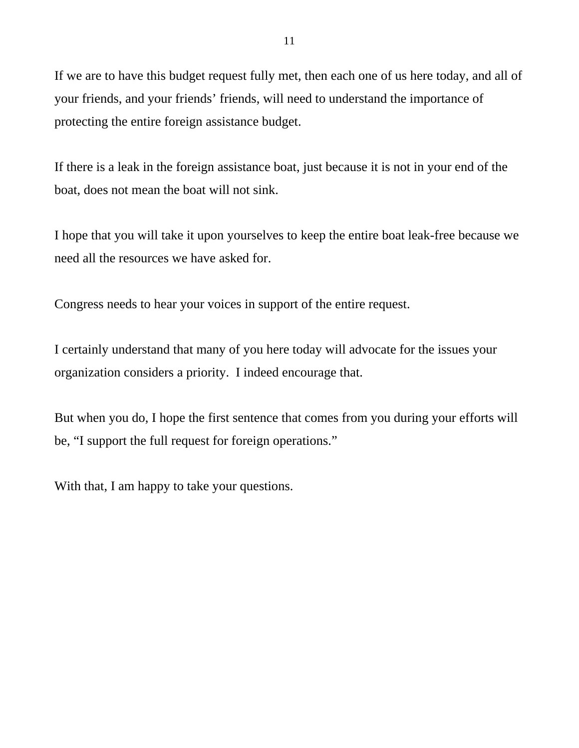If we are to have this budget request fully met, then each one of us here today, and all of your friends, and your friends' friends, will need to understand the importance of protecting the entire foreign assistance budget.

If there is a leak in the foreign assistance boat, just because it is not in your end of the boat, does not mean the boat will not sink.

I hope that you will take it upon yourselves to keep the entire boat leak-free because we need all the resources we have asked for.

Congress needs to hear your voices in support of the entire request.

I certainly understand that many of you here today will advocate for the issues your organization considers a priority. I indeed encourage that.

But when you do, I hope the first sentence that comes from you during your efforts will be, "I support the full request for foreign operations."

With that, I am happy to take your questions.